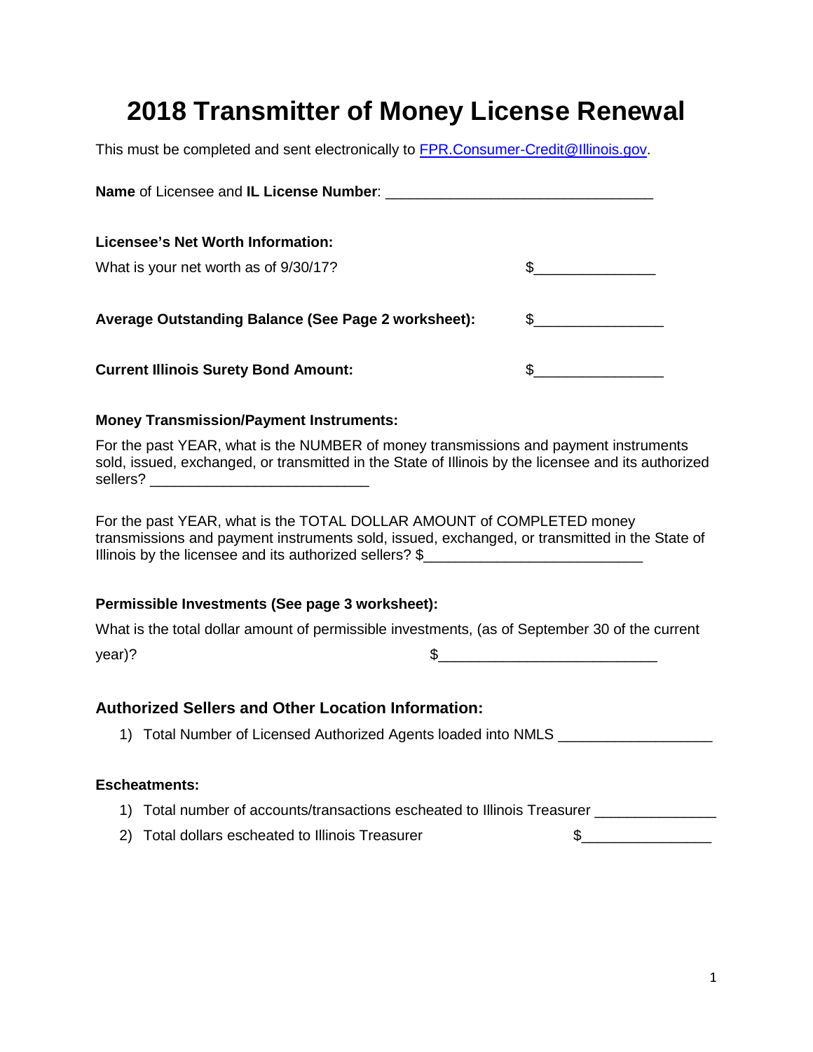# 2018 Transmitter of Money License Renewal

This must be completed and sent electronically to [FPR.Consumer-Credit@Illinois.gov](mailto:FPR.Consumer-Credit@Illinois.gov).

**Name** of Licensee and **IL License Number**: _________________________________

**Licensee's Net Worth Information:**

What is your net worth as of 9/30/17? $_______________

**Average Outstanding Balance (See Page 2 worksheet):** $________________

**Current Illinois Surety Bond Amount:** $________________

**Money Transmission/Payment Instruments:**

For the past YEAR, what is the NUMBER of money transmissions and payment instruments sold, issued, exchanged, or transmitted in the State of Illinois by the licensee and its authorized sellers? ___________________________

For the past YEAR, what is the TOTAL DOLLAR AMOUNT of COMPLETED money transmissions and payment instruments sold, issued, exchanged, or transmitted in the State of Illinois by the licensee and its authorized sellers? $___________________________

**Permissible Investments (See page 3 worksheet):**

What is the total dollar amount of permissible investments, (as of September 30 of the current year)? $___________________________

## Authorized Sellers and Other Location Information:

1) Total Number of Licensed Authorized Agents loaded into NMLS ___________________

**Escheatments:**

1) Total number of accounts/transactions escheated to Illinois Treasurer _______________
2) Total dollars escheated to Illinois Treasurer $________________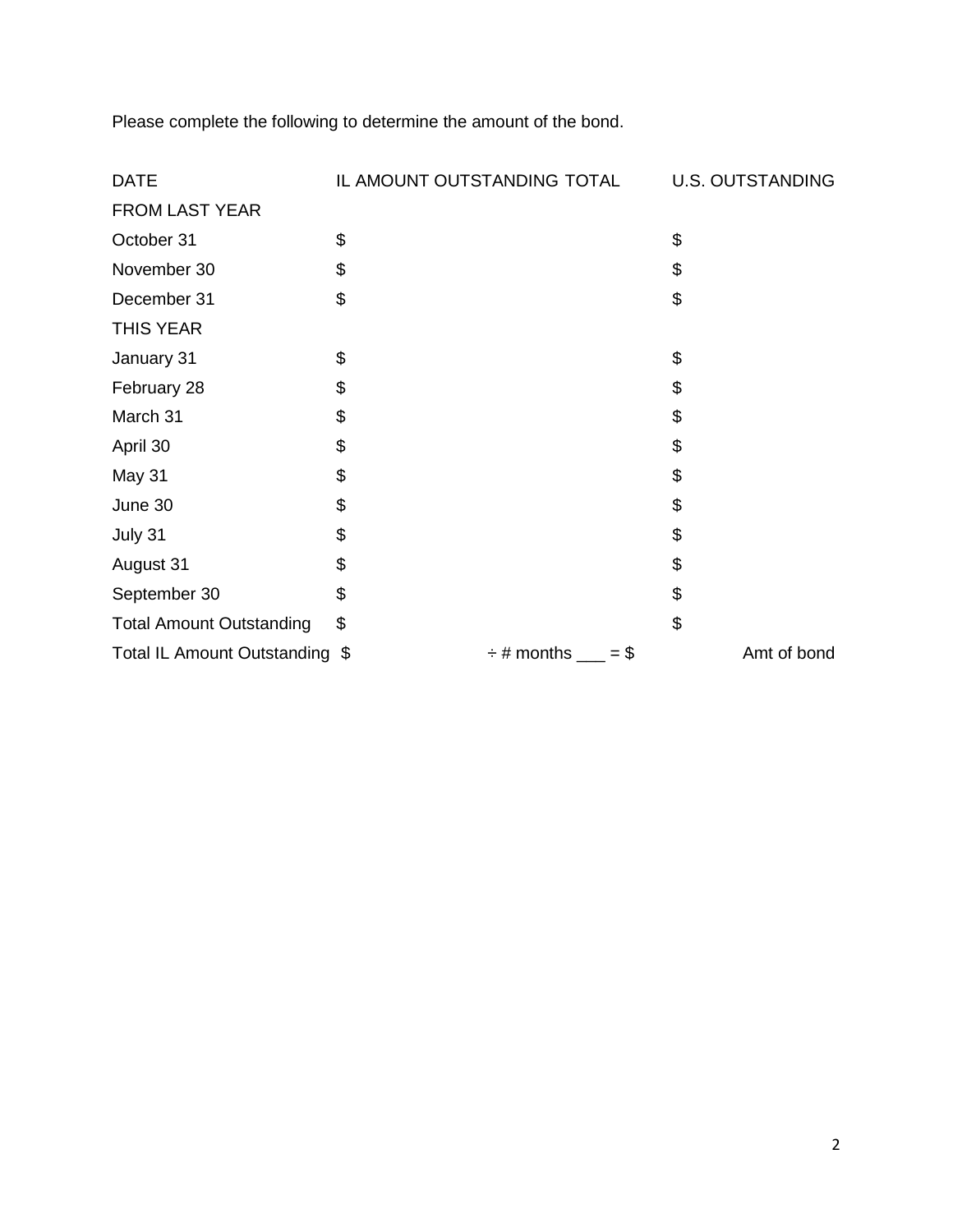Please complete the following to determine the amount of the bond.

| DATE | IL AMOUNT OUTSTANDING TOTAL | U.S. OUTSTANDING |
| --- | --- | --- |
| FROM LAST YEAR | | |
| October 31 | $ | $ |
| November 30 | $ | $ |
| December 31 | $ | $ |
| THIS YEAR | | |
| January 31 | $ | $ |
| February 28 | $ | $ |
| March 31 | $ | $ |
| April 30 | $ | $ |
| May 31 | $ | $ |
| June 30 | $ | $ |
| July 31 | $ | $ |
| August 31 | $ | $ |
| September 30 | $ | $ |
| Total Amount Outstanding | $ | $ |
| Total IL Amount Outstanding | $ ÷ # months ___ = $ | Amt of bond |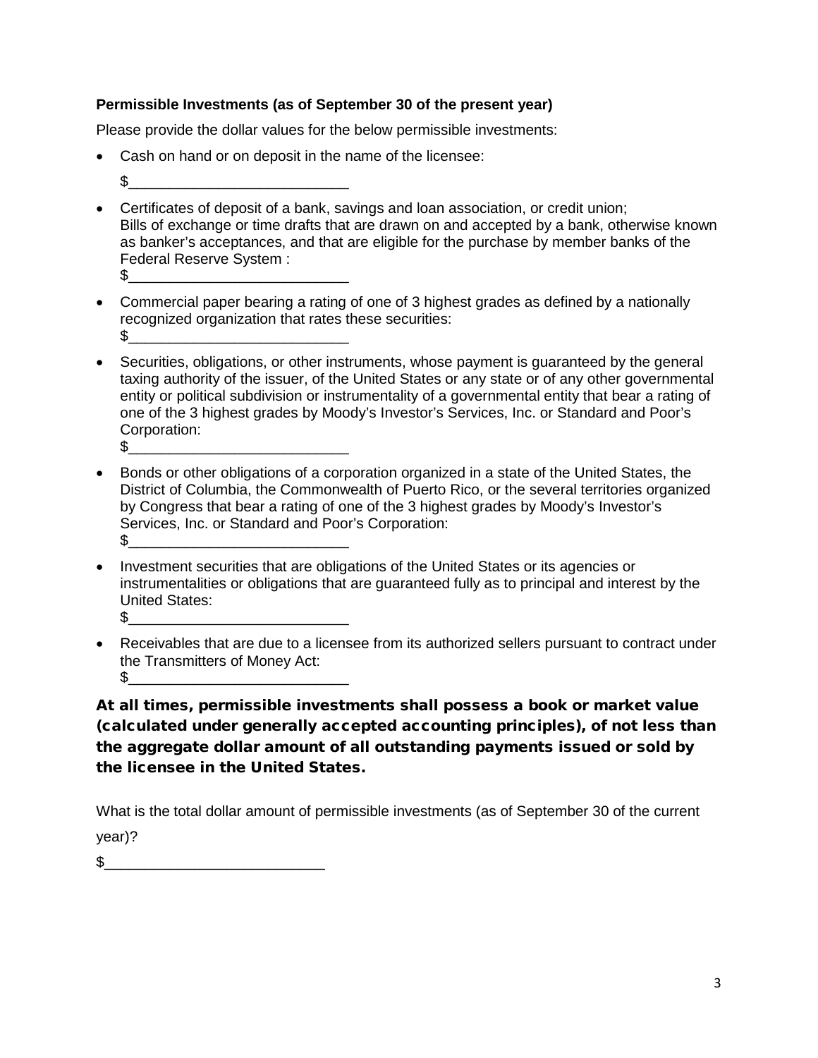**Permissible Investments (as of September 30 of the present year)**

Please provide the dollar values for the below permissible investments:

- Cash on hand or on deposit in the name of the licensee:

  $__________________________

- Certificates of deposit of a bank, savings and loan association, or credit union; Bills of exchange or time drafts that are drawn on and accepted by a bank, otherwise known as banker's acceptances, and that are eligible for the purchase by member banks of the Federal Reserve System :
  $__________________________

- Commercial paper bearing a rating of one of 3 highest grades as defined by a nationally recognized organization that rates these securities:
  $__________________________

- Securities, obligations, or other instruments, whose payment is guaranteed by the general taxing authority of the issuer, of the United States or any state or of any other governmental entity or political subdivision or instrumentality of a governmental entity that bear a rating of one of the 3 highest grades by Moody's Investor's Services, Inc. or Standard and Poor's Corporation:
  $__________________________

- Bonds or other obligations of a corporation organized in a state of the United States, the District of Columbia, the Commonwealth of Puerto Rico, or the several territories organized by Congress that bear a rating of one of the 3 highest grades by Moody's Investor's Services, Inc. or Standard and Poor's Corporation:
  $__________________________

- Investment securities that are obligations of the United States or its agencies or instrumentalities or obligations that are guaranteed fully as to principal and interest by the United States:
  $__________________________

- Receivables that are due to a licensee from its authorized sellers pursuant to contract under the Transmitters of Money Act:
  $__________________________

**At all times, permissible investments shall possess a book or market value (calculated under generally accepted accounting principles), of not less than the aggregate dollar amount of all outstanding payments issued or sold by the licensee in the United States.**

What is the total dollar amount of permissible investments (as of September 30 of the current year)?

$__________________________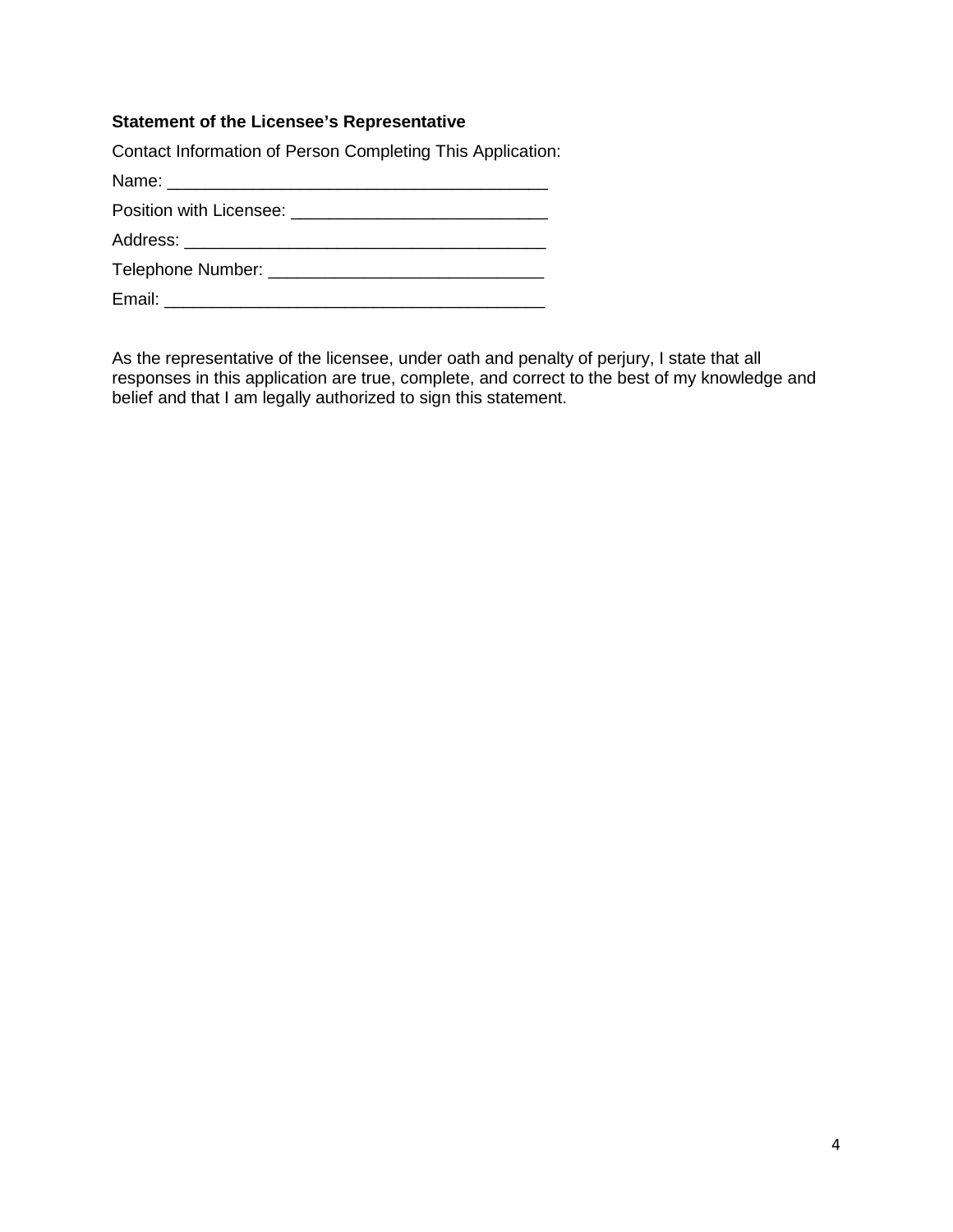**Statement of the Licensee's Representative**

Contact Information of Person Completing This Application:

Name: ________________________________________

Position with Licensee: ___________________________

Address: ______________________________________

Telephone Number: _____________________________

Email: ________________________________________

As the representative of the licensee, under oath and penalty of perjury, I state that all responses in this application are true, complete, and correct to the best of my knowledge and belief and that I am legally authorized to sign this statement.